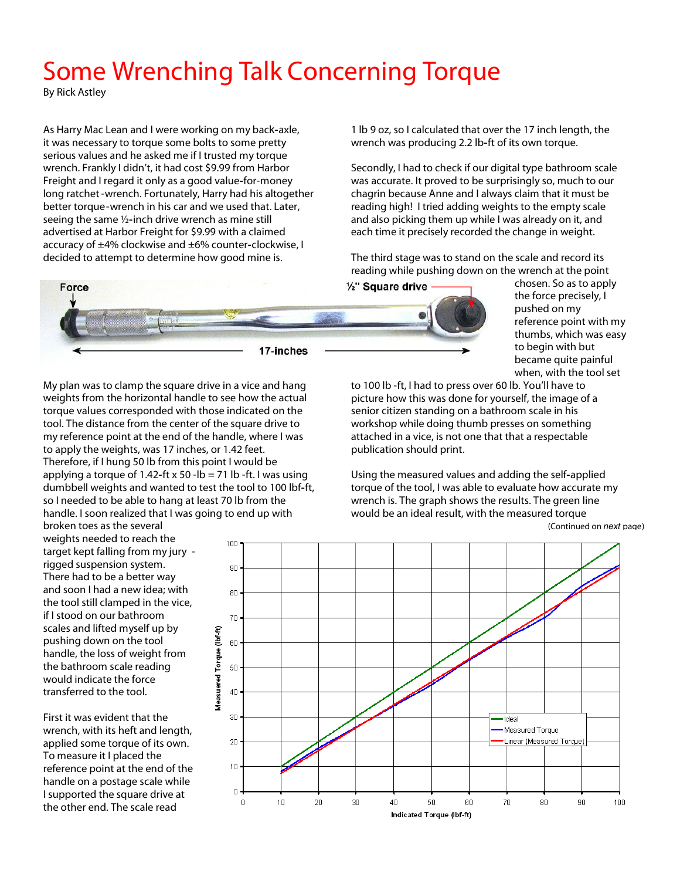# Some Wrenching Talk Concerning Torque

By Rick Astley

As Harry Mac Lean and I were working on my back-axle, it was necessary to torque some bolts to some pretty serious values and he asked me if I trusted my torque wrench. Frankly I didn't, it had cost $9.99 from Harbor Freight and I regard it only as a good value-for-money long ratchet-wrench. Fortunately, Harry had his altogether better torque-wrench in his car and we used that. Later, seeing the same ½-inch drive wrench as mine still advertised at Harbor Freight for $9.99 with a claimed accuracy of ±4% clockwise and ±6% counter-clockwise, I decided to attempt to determine how good mine is.

My plan was to clamp the square drive in a vice and hang weights from the horizontal handle to see how the actual torque values corresponded with those indicated on the tool. The distance from the center of the square drive to my reference point at the end of the handle, where I was to apply the weights, was 17 inches, or 1.42 feet. Therefore, if I hung 50 lb from this point I would be applying a torque of 1.42-ft x 50-lb = 71 lb-ft. I was using dumbbell weights and wanted to test the tool to 100 lbf-ft, so I needed to be able to hang at least 70 lb from the handle. I soon realized that I was going to end up with broken toes as the several weights needed to reach the target kept falling from my jury-rigged suspension system. There had to be a better way and soon I had a new idea; with the tool still clamped in the vice, if I stood on our bathroom scales and lifted myself up by pushing down on the tool handle, the loss of weight from the bathroom scale reading would indicate the force transferred to the tool.

First it was evident that the wrench, with its heft and length, applied some torque of its own. To measure it I placed the reference point at the end of the handle on a postage scale while I supported the square drive at the other end. The scale read 1 lb 9 oz, so I calculated that over the 17 inch length, the wrench was producing 2.2 lb-ft of its own torque.

Secondly, I had to check if our digital type bathroom scale was accurate. It proved to be surprisingly so, much to our chagrin because Anne and I always claim that it must be reading high! I tried adding weights to the empty scale and also picking them up while I was already on it, and each time it precisely recorded the change in weight.

The third stage was to stand on the scale and record its reading while pushing down on the wrench at the point chosen. So as to apply the force precisely, I pushed on my reference point with my thumbs, which was easy to begin with but became quite painful when, with the tool set to 100 lb-ft, I had to press over 60 lb. You'll have to picture how this was done for yourself, the image of a senior citizen standing on a bathroom scale in his workshop while doing thumb presses on something attached in a vice, is not one that that a respectable publication should print.

Using the measured values and adding the self-applied torque of the tool, I was able to evaluate how accurate my wrench is. The graph shows the results. The green line would be an ideal result, with the measured torque

(Continued on *next* page)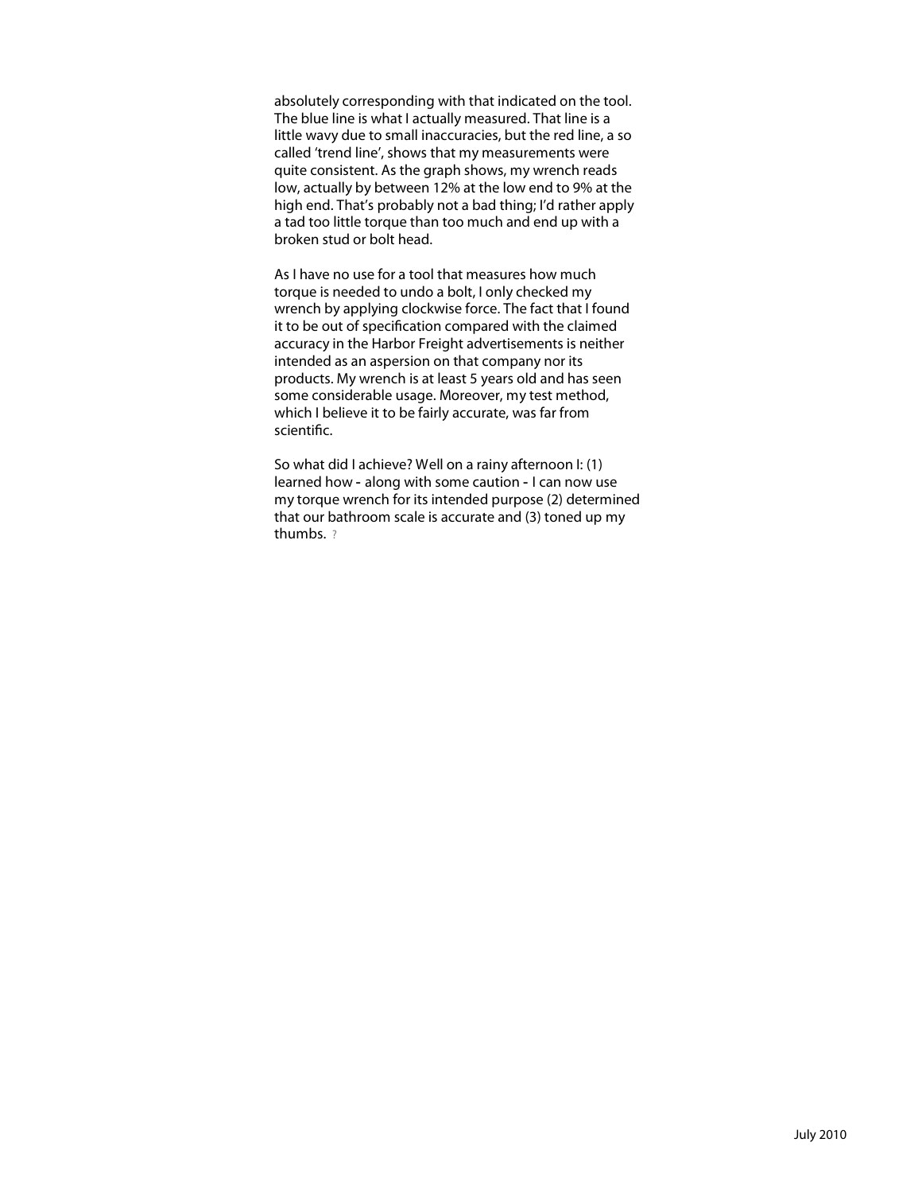absolutely corresponding with that indicated on the tool. The blue line is what I actually measured. That line is a little wavy due to small inaccuracies, but the red line, a so called 'trend line', shows that my measurements were quite consistent. As the graph shows, my wrench reads low, actually by between 12% at the low end to 9% at the high end. That's probably not a bad thing; I'd rather apply a tad too little torque than too much and end up with a broken stud or bolt head.

As I have no use for a tool that measures how much torque is needed to undo a bolt, I only checked my wrench by applying clockwise force. The fact that I found it to be out of specification compared with the claimed accuracy in the Harbor Freight advertisements is neither intended as an aspersion on that company nor its products. My wrench is at least 5 years old and has seen some considerable usage. Moreover, my test method, which I believe it to be fairly accurate, was far from scientific.

So what did I achieve? Well on a rainy afternoon I: (1) learned how - along with some caution - I can now use my torque wrench for its intended purpose (2) determined that our bathroom scale is accurate and (3) toned up my thumbs. ?

July 2010